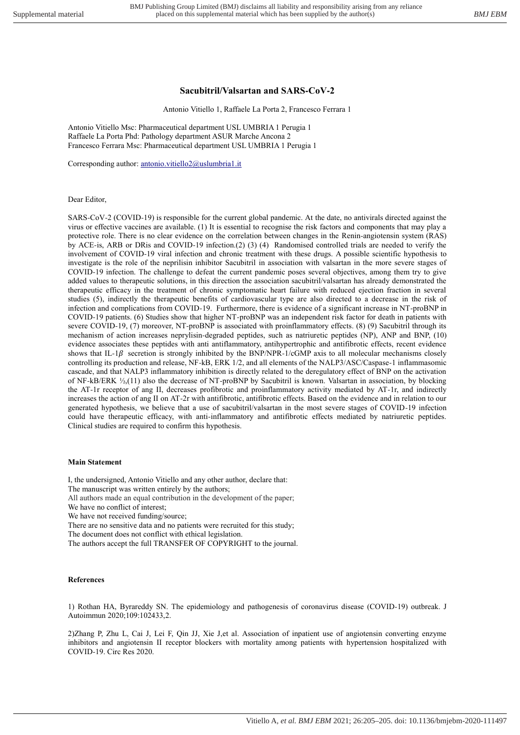# Sacubitril/Valsartan and SARS-CoV-2

Antonio Vitiello 1, Raffaele La Porta 2, Francesco Ferrara 1

Antonio Vitiello Msc: Pharmaceutical department USL UMBRIA 1 Perugia 1
Raffaele La Porta Phd: Pathology department ASUR Marche Ancona 2
Francesco Ferrara Msc: Pharmaceutical department USL UMBRIA 1 Perugia 1

Corresponding author: antonio.vitiello2@uslumbria1.it

Dear Editor,

SARS-CoV-2 (COVID-19) is responsible for the current global pandemic. At the date, no antivirals directed against the virus or effective vaccines are available. (1) It is essential to recognise the risk factors and components that may play a protective role. There is no clear evidence on the correlation between changes in the Renin-angiotensin system (RAS) by ACE-is, ARB or DRis and COVID-19 infection.(2) (3) (4) Randomised controlled trials are needed to verify the involvement of COVID-19 viral infection and chronic treatment with these drugs. A possible scientific hypothesis to investigate is the role of the neprilisin inhibitor Sacubitril in association with valsartan in the more severe stages of COVID-19 infection. The challenge to defeat the current pandemic poses several objectives, among them try to give added values to therapeutic solutions, in this direction the association sacubitril/valsartan has already demonstrated the therapeutic efficacy in the treatment of chronic symptomatic heart failure with reduced ejection fraction in several studies (5), indirectly the therapeutic benefits of cardiovascular type are also directed to a decrease in the risk of infection and complications from COVID-19. Furthermore, there is evidence of a significant increase in NT-proBNP in COVID-19 patients. (6) Studies show that higher NT-proBNP was an independent risk factor for death in patients with severe COVID-19, (7) moreover, NT-proBNP is associated with proinflammatory effects. (8) (9) Sacubitril through its mechanism of action increases neprylisin-degraded peptides, such as natriuretic peptides (NP), ANP and BNP, (10) evidence associates these peptides with anti antiflammatory, antihypertrophic and antifibrotic effects, recent evidence shows that IL-1$\beta$ secretion is strongly inhibited by the BNP/NPR-1/cGMP axis to all molecular mechanisms closely controlling its production and release, NF-kB, ERK 1/2, and all elements of the NALP3/ASC/Caspase-1 inflammasomic cascade, and that NALP3 inflammatory inhibition is directly related to the deregulatory effect of BNP on the activation of NF-kB/ERK ½,(11) also the decrease of NT-proBNP by Sacubitril is known. Valsartan in association, by blocking the AT-1r receptor of ang II, decreases profibrotic and proinflammatory activity mediated by AT-1r, and indirectly increases the action of ang II on AT-2r with antifibrotic, antifibrotic effects. Based on the evidence and in relation to our generated hypothesis, we believe that a use of sacubitril/valsartan in the most severe stages of COVID-19 infection could have therapeutic efficacy, with anti-inflammatory and antifibrotic effects mediated by natriuretic peptides. Clinical studies are required to confirm this hypothesis.

**Main Statement**

I, the undersigned, Antonio Vitiello and any other author, declare that:
The manuscript was written entirely by the authors;
All authors made an equal contribution in the development of the paper;
We have no conflict of interest;
We have not received funding/source;
There are no sensitive data and no patients were recruited for this study;
The document does not conflict with ethical legislation.
The authors accept the full TRANSFER OF COPYRIGHT to the journal.

**References**

1) Rothan HA, Byrareddy SN. The epidemiology and pathogenesis of coronavirus disease (COVID-19) outbreak. J Autoimmun 2020;109:102433,2.

2)Zhang P, Zhu L, Cai J, Lei F, Qin JJ, Xie J,et al. Association of inpatient use of angiotensin converting enzyme inhibitors and angiotensin II receptor blockers with mortality among patients with hypertension hospitalized with COVID-19. Circ Res 2020.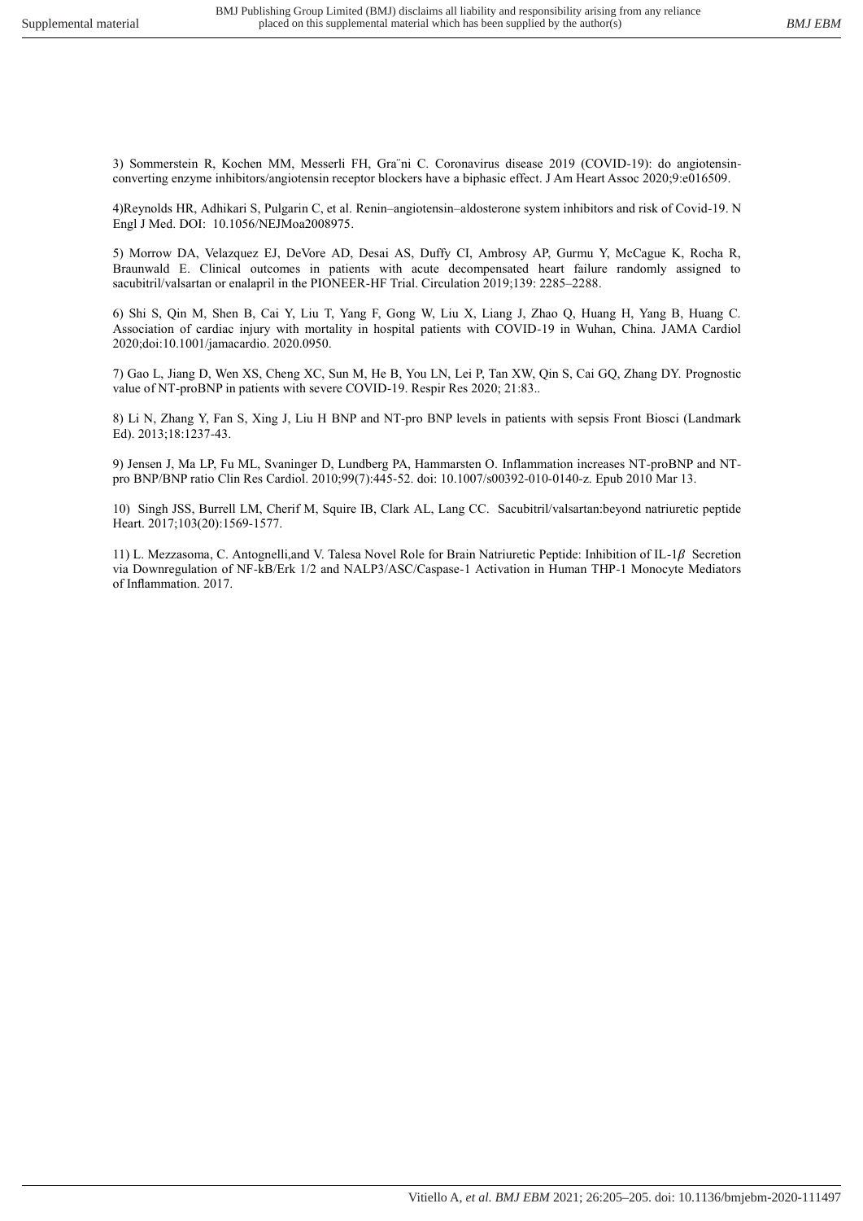3) Sommerstein R, Kochen MM, Messerli FH, Gra¨ni C. Coronavirus disease 2019 (COVID-19): do angiotensin-converting enzyme inhibitors/angiotensin receptor blockers have a biphasic effect. J Am Heart Assoc 2020;9:e016509.

4)Reynolds HR, Adhikari S, Pulgarin C, et al. Renin–angiotensin–aldosterone system inhibitors and risk of Covid-19. N Engl J Med. DOI: 10.1056/NEJMoa2008975.

5) Morrow DA, Velazquez EJ, DeVore AD, Desai AS, Duffy CI, Ambrosy AP, Gurmu Y, McCague K, Rocha R, Braunwald E. Clinical outcomes in patients with acute decompensated heart failure randomly assigned to sacubitril/valsartan or enalapril in the PIONEER-HF Trial. Circulation 2019;139: 2285–2288.

6) Shi S, Qin M, Shen B, Cai Y, Liu T, Yang F, Gong W, Liu X, Liang J, Zhao Q, Huang H, Yang B, Huang C. Association of cardiac injury with mortality in hospital patients with COVID-19 in Wuhan, China. JAMA Cardiol 2020;doi:10.1001/jamacardio. 2020.0950.

7) Gao L, Jiang D, Wen XS, Cheng XC, Sun M, He B, You LN, Lei P, Tan XW, Qin S, Cai GQ, Zhang DY. Prognostic value of NT-proBNP in patients with severe COVID-19. Respir Res 2020; 21:83..

8) Li N, Zhang Y, Fan S, Xing J, Liu H BNP and NT-pro BNP levels in patients with sepsis Front Biosci (Landmark Ed). 2013;18:1237-43.

9) Jensen J, Ma LP, Fu ML, Svaninger D, Lundberg PA, Hammarsten O. Inflammation increases NT-proBNP and NT-pro BNP/BNP ratio Clin Res Cardiol. 2010;99(7):445-52. doi: 10.1007/s00392-010-0140-z. Epub 2010 Mar 13.

10) Singh JSS, Burrell LM, Cherif M, Squire IB, Clark AL, Lang CC. Sacubitril/valsartan:beyond natriuretic peptide Heart. 2017;103(20):1569-1577.

11) L. Mezzasoma, C. Antognelli,and V. Talesa Novel Role for Brain Natriuretic Peptide: Inhibition of IL-1$\beta$ Secretion via Downregulation of NF-kB/Erk 1/2 and NALP3/ASC/Caspase-1 Activation in Human THP-1 Monocyte Mediators of Inflammation. 2017.